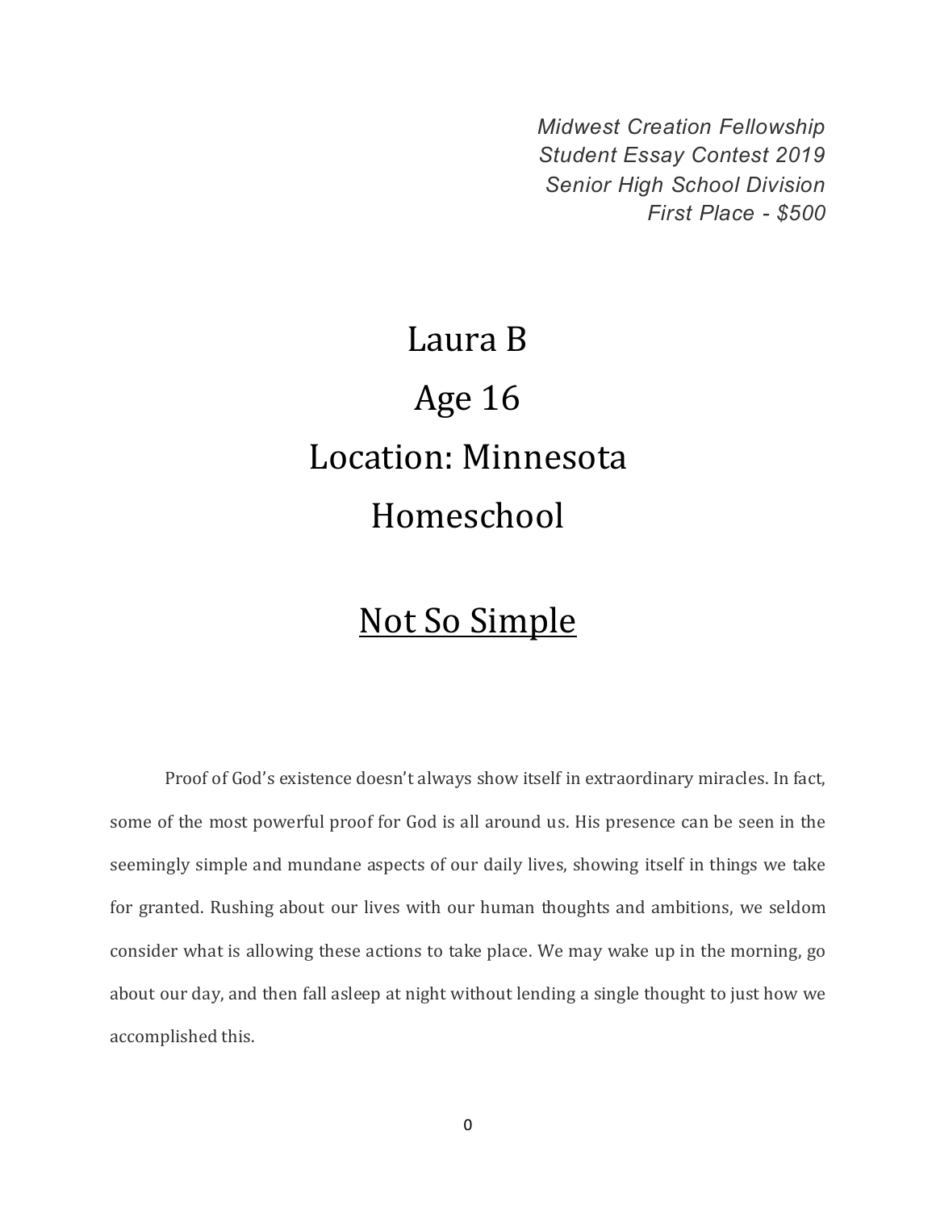*Midwest Creation Fellowship*
*Student Essay Contest 2019*
*Senior High School Division*
*First Place - $500*

Laura B

Age 16

Location: Minnesota

Homeschool

# Not So Simple

Proof of God's existence doesn't always show itself in extraordinary miracles. In fact, some of the most powerful proof for God is all around us. His presence can be seen in the seemingly simple and mundane aspects of our daily lives, showing itself in things we take for granted. Rushing about our lives with our human thoughts and ambitions, we seldom consider what is allowing these actions to take place. We may wake up in the morning, go about our day, and then fall asleep at night without lending a single thought to just how we accomplished this.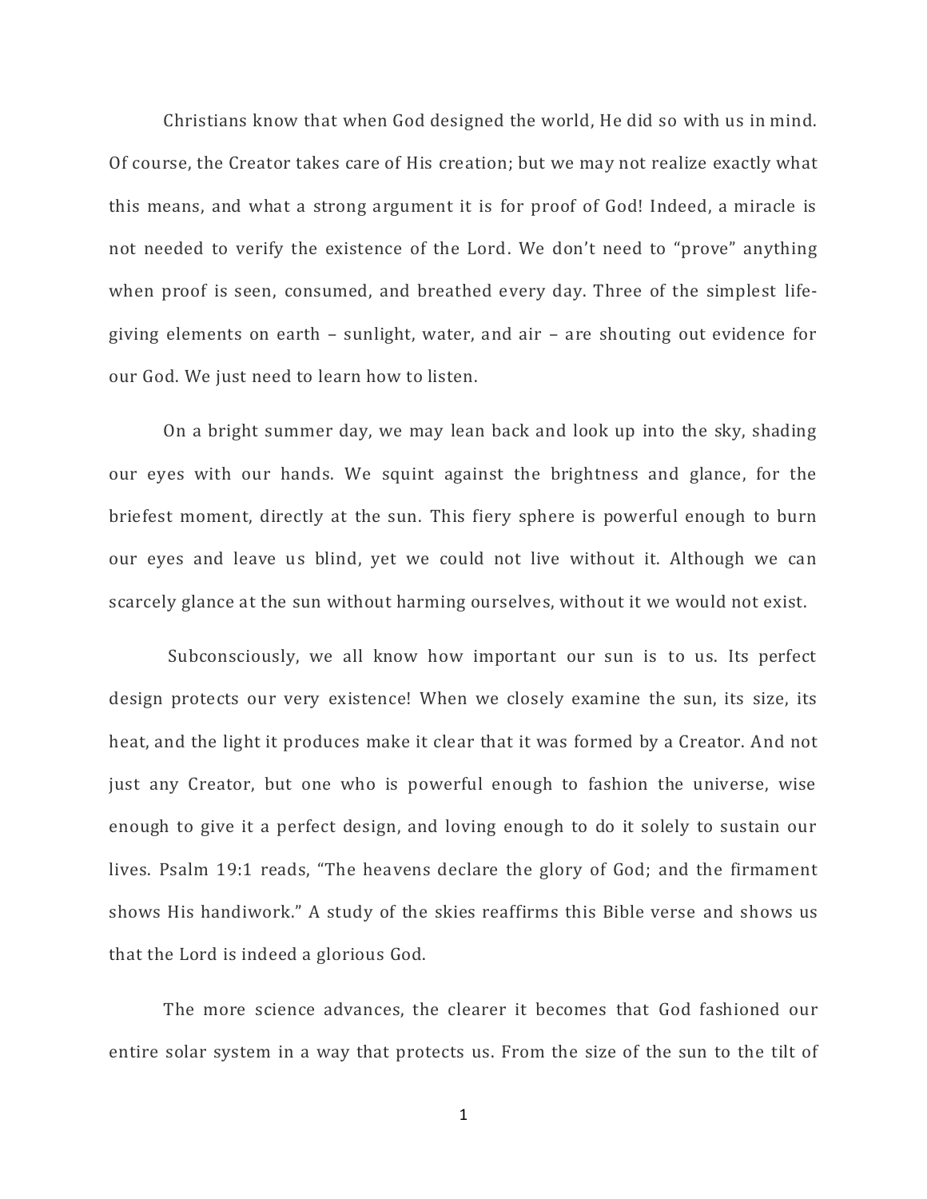Christians know that when God designed the world, He did so with us in mind. Of course, the Creator takes care of His creation; but we may not realize exactly what this means, and what a strong argument it is for proof of God! Indeed, a miracle is not needed to verify the existence of the Lord. We don't need to "prove" anything when proof is seen, consumed, and breathed every day. Three of the simplest life-giving elements on earth – sunlight, water, and air – are shouting out evidence for our God. We just need to learn how to listen.

On a bright summer day, we may lean back and look up into the sky, shading our eyes with our hands. We squint against the brightness and glance, for the briefest moment, directly at the sun. This fiery sphere is powerful enough to burn our eyes and leave us blind, yet we could not live without it. Although we can scarcely glance at the sun without harming ourselves, without it we would not exist.

Subconsciously, we all know how important our sun is to us. Its perfect design protects our very existence! When we closely examine the sun, its size, its heat, and the light it produces make it clear that it was formed by a Creator. And not just any Creator, but one who is powerful enough to fashion the universe, wise enough to give it a perfect design, and loving enough to do it solely to sustain our lives. Psalm 19:1 reads, "The heavens declare the glory of God; and the firmament shows His handiwork." A study of the skies reaffirms this Bible verse and shows us that the Lord is indeed a glorious God.

The more science advances, the clearer it becomes that God fashioned our entire solar system in a way that protects us. From the size of the sun to the tilt of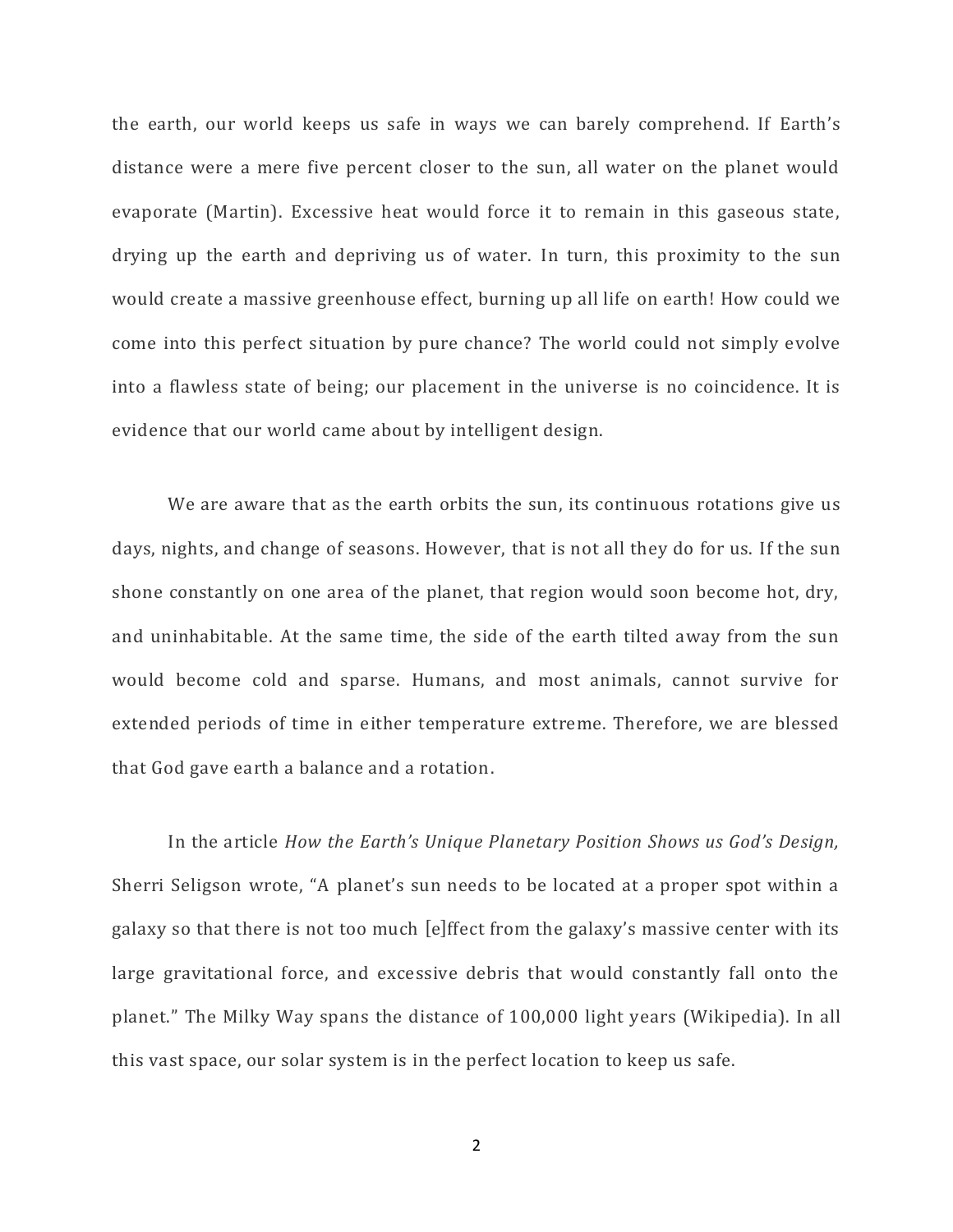the earth, our world keeps us safe in ways we can barely comprehend. If Earth's distance were a mere five percent closer to the sun, all water on the planet would evaporate (Martin). Excessive heat would force it to remain in this gaseous state, drying up the earth and depriving us of water. In turn, this proximity to the sun would create a massive greenhouse effect, burning up all life on earth! How could we come into this perfect situation by pure chance? The world could not simply evolve into a flawless state of being; our placement in the universe is no coincidence. It is evidence that our world came about by intelligent design.

We are aware that as the earth orbits the sun, its continuous rotations give us days, nights, and change of seasons. However, that is not all they do for us. If the sun shone constantly on one area of the planet, that region would soon become hot, dry, and uninhabitable. At the same time, the side of the earth tilted away from the sun would become cold and sparse. Humans, and most animals, cannot survive for extended periods of time in either temperature extreme. Therefore, we are blessed that God gave earth a balance and a rotation.

In the article *How the Earth's Unique Planetary Position Shows us God's Design,* Sherri Seligson wrote, "A planet's sun needs to be located at a proper spot within a galaxy so that there is not too much [e]ffect from the galaxy's massive center with its large gravitational force, and excessive debris that would constantly fall onto the planet." The Milky Way spans the distance of 100,000 light years (Wikipedia). In all this vast space, our solar system is in the perfect location to keep us safe.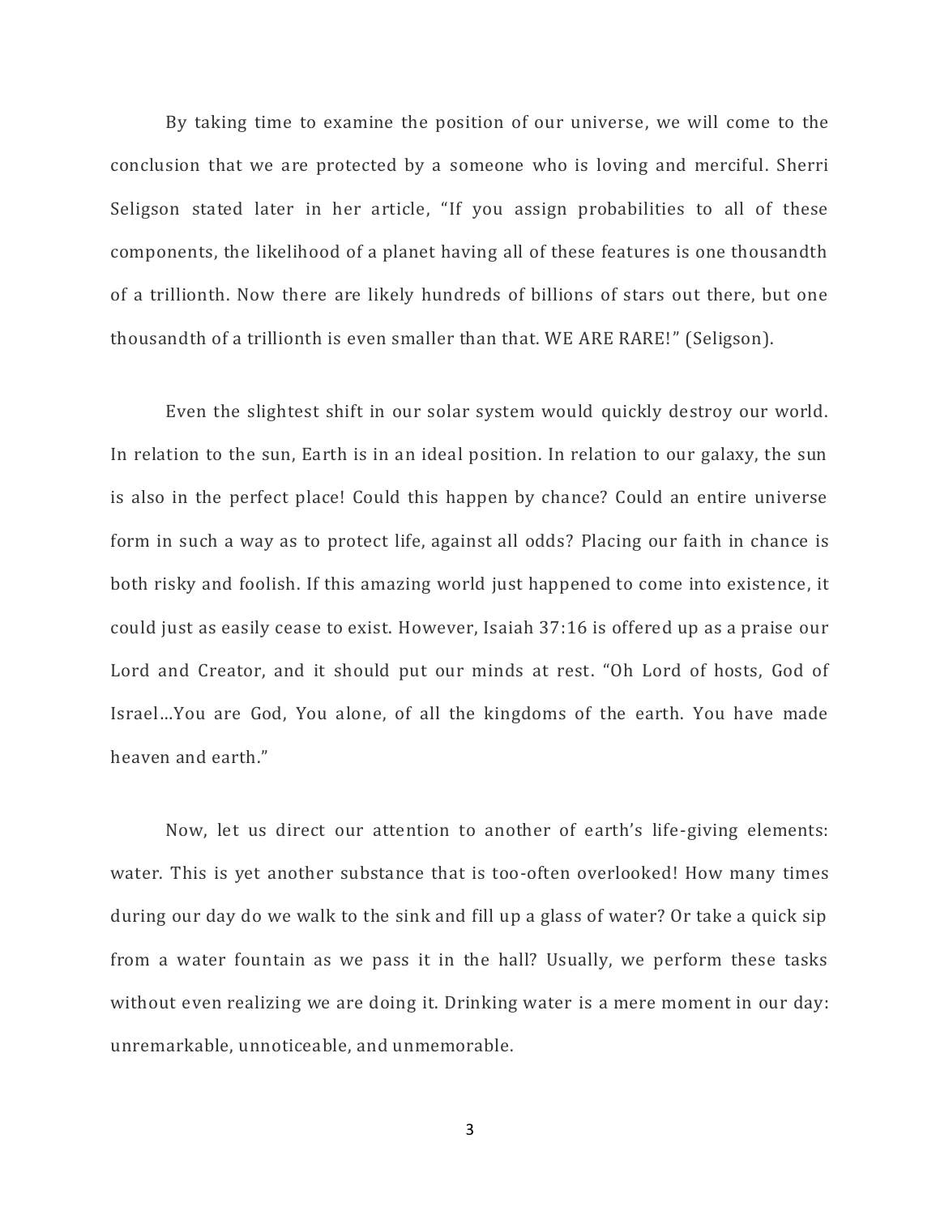By taking time to examine the position of our universe, we will come to the conclusion that we are protected by a someone who is loving and merciful. Sherri Seligson stated later in her article, "If you assign probabilities to all of these components, the likelihood of a planet having all of these features is one thousandth of a trillionth. Now there are likely hundreds of billions of stars out there, but one thousandth of a trillionth is even smaller than that. WE ARE RARE!" (Seligson).

Even the slightest shift in our solar system would quickly destroy our world. In relation to the sun, Earth is in an ideal position. In relation to our galaxy, the sun is also in the perfect place! Could this happen by chance? Could an entire universe form in such a way as to protect life, against all odds? Placing our faith in chance is both risky and foolish. If this amazing world just happened to come into existence, it could just as easily cease to exist. However, Isaiah 37:16 is offered up as a praise our Lord and Creator, and it should put our minds at rest. "Oh Lord of hosts, God of Israel…You are God, You alone, of all the kingdoms of the earth. You have made heaven and earth."

Now, let us direct our attention to another of earth's life-giving elements: water. This is yet another substance that is too-often overlooked! How many times during our day do we walk to the sink and fill up a glass of water? Or take a quick sip from a water fountain as we pass it in the hall? Usually, we perform these tasks without even realizing we are doing it. Drinking water is a mere moment in our day: unremarkable, unnoticeable, and unmemorable.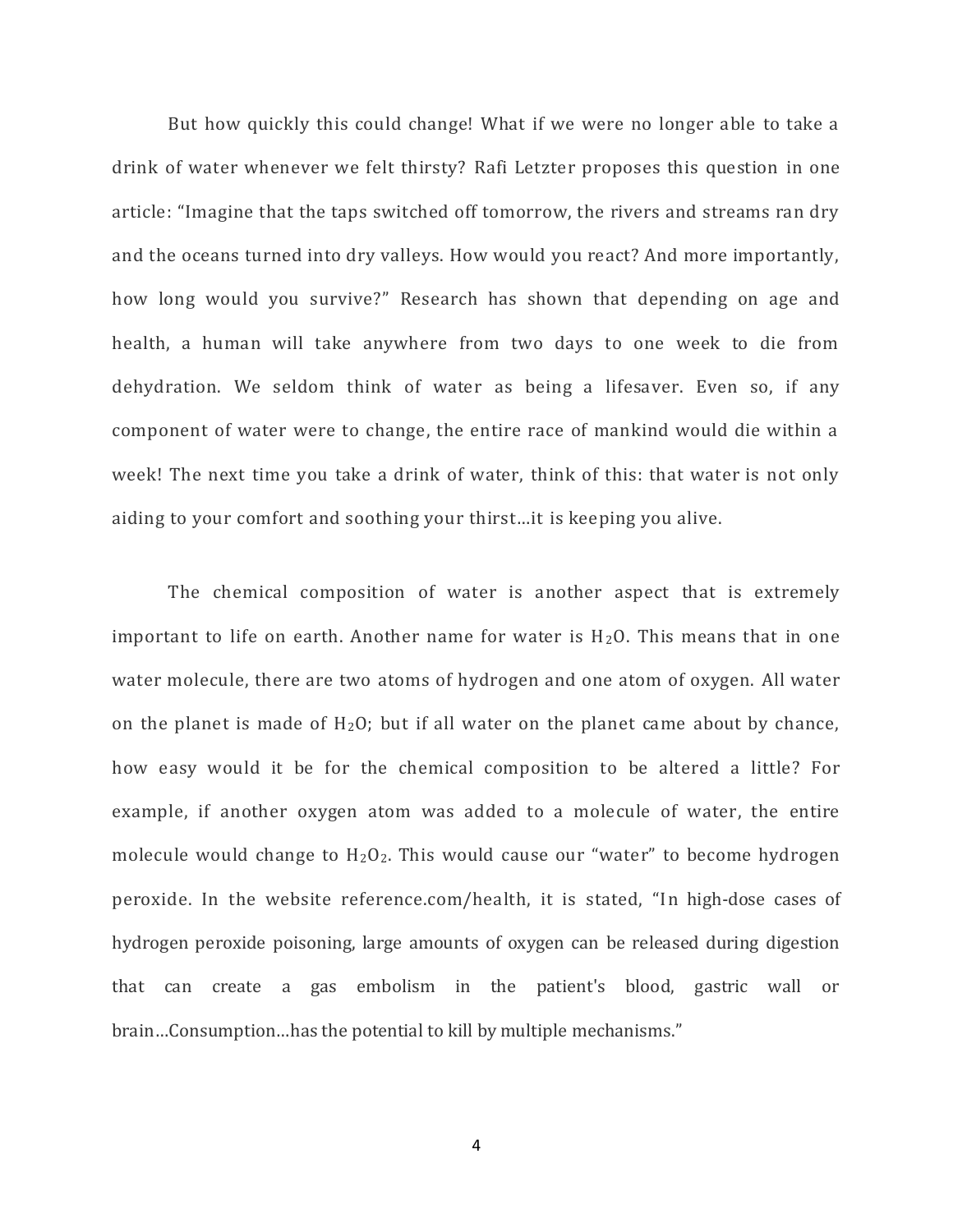But how quickly this could change! What if we were no longer able to take a drink of water whenever we felt thirsty? Rafi Letzter proposes this question in one article: "Imagine that the taps switched off tomorrow, the rivers and streams ran dry and the oceans turned into dry valleys. How would you react? And more importantly, how long would you survive?" Research has shown that depending on age and health, a human will take anywhere from two days to one week to die from dehydration. We seldom think of water as being a lifesaver. Even so, if any component of water were to change, the entire race of mankind would die within a week! The next time you take a drink of water, think of this: that water is not only aiding to your comfort and soothing your thirst…it is keeping you alive.

The chemical composition of water is another aspect that is extremely important to life on earth. Another name for water is $H_2O$. This means that in one water molecule, there are two atoms of hydrogen and one atom of oxygen. All water on the planet is made of $H_2O$; but if all water on the planet came about by chance, how easy would it be for the chemical composition to be altered a little? For example, if another oxygen atom was added to a molecule of water, the entire molecule would change to $H_2O_2$. This would cause our "water" to become hydrogen peroxide. In the website reference.com/health, it is stated, "In high-dose cases of hydrogen peroxide poisoning, large amounts of oxygen can be released during digestion that can create a gas embolism in the patient's blood, gastric wall or brain…Consumption…has the potential to kill by multiple mechanisms."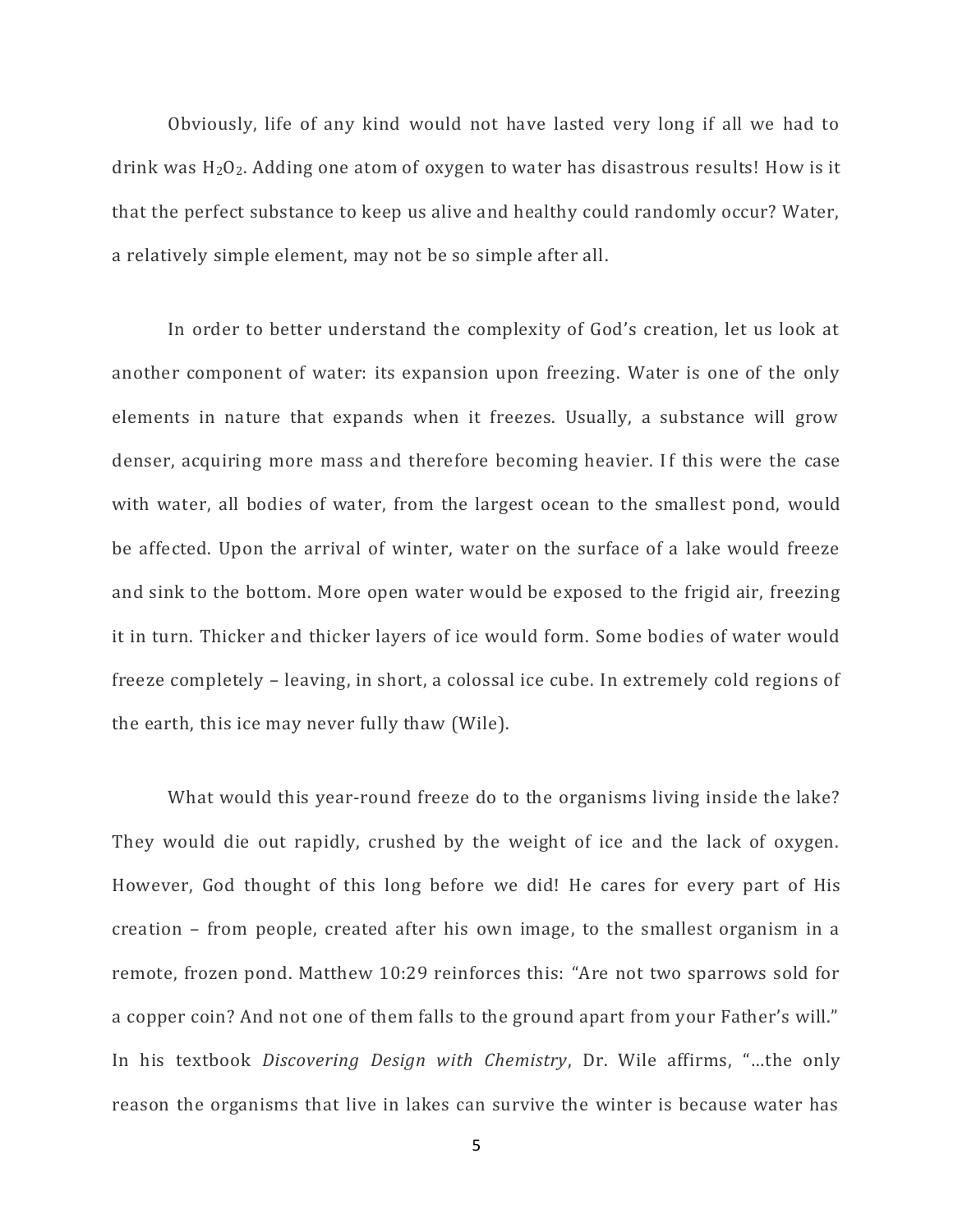Obviously, life of any kind would not have lasted very long if all we had to drink was $H_2O_2$. Adding one atom of oxygen to water has disastrous results! How is it that the perfect substance to keep us alive and healthy could randomly occur? Water, a relatively simple element, may not be so simple after all.

In order to better understand the complexity of God's creation, let us look at another component of water: its expansion upon freezing. Water is one of the only elements in nature that expands when it freezes. Usually, a substance will grow denser, acquiring more mass and therefore becoming heavier. If this were the case with water, all bodies of water, from the largest ocean to the smallest pond, would be affected. Upon the arrival of winter, water on the surface of a lake would freeze and sink to the bottom. More open water would be exposed to the frigid air, freezing it in turn. Thicker and thicker layers of ice would form. Some bodies of water would freeze completely – leaving, in short, a colossal ice cube. In extremely cold regions of the earth, this ice may never fully thaw (Wile).

What would this year-round freeze do to the organisms living inside the lake? They would die out rapidly, crushed by the weight of ice and the lack of oxygen. However, God thought of this long before we did! He cares for every part of His creation – from people, created after his own image, to the smallest organism in a remote, frozen pond. Matthew 10:29 reinforces this: "Are not two sparrows sold for a copper coin? And not one of them falls to the ground apart from your Father's will." In his textbook *Discovering Design with Chemistry*, Dr. Wile affirms, "…the only reason the organisms that live in lakes can survive the winter is because water has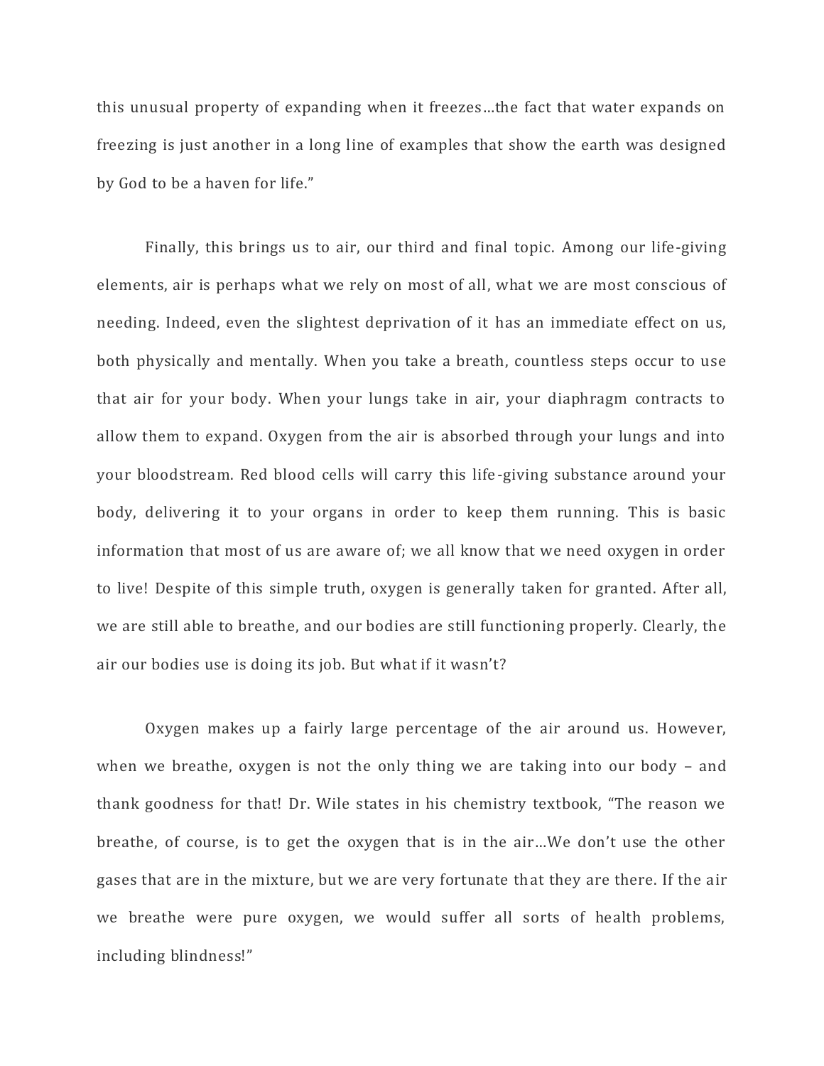this unusual property of expanding when it freezes…the fact that water expands on freezing is just another in a long line of examples that show the earth was designed by God to be a haven for life."

Finally, this brings us to air, our third and final topic. Among our life-giving elements, air is perhaps what we rely on most of all, what we are most conscious of needing. Indeed, even the slightest deprivation of it has an immediate effect on us, both physically and mentally. When you take a breath, countless steps occur to use that air for your body. When your lungs take in air, your diaphragm contracts to allow them to expand. Oxygen from the air is absorbed through your lungs and into your bloodstream. Red blood cells will carry this life-giving substance around your body, delivering it to your organs in order to keep them running. This is basic information that most of us are aware of; we all know that we need oxygen in order to live! Despite of this simple truth, oxygen is generally taken for granted. After all, we are still able to breathe, and our bodies are still functioning properly. Clearly, the air our bodies use is doing its job. But what if it wasn't?

Oxygen makes up a fairly large percentage of the air around us. However, when we breathe, oxygen is not the only thing we are taking into our body – and thank goodness for that! Dr. Wile states in his chemistry textbook, "The reason we breathe, of course, is to get the oxygen that is in the air…We don't use the other gases that are in the mixture, but we are very fortunate that they are there. If the air we breathe were pure oxygen, we would suffer all sorts of health problems, including blindness!"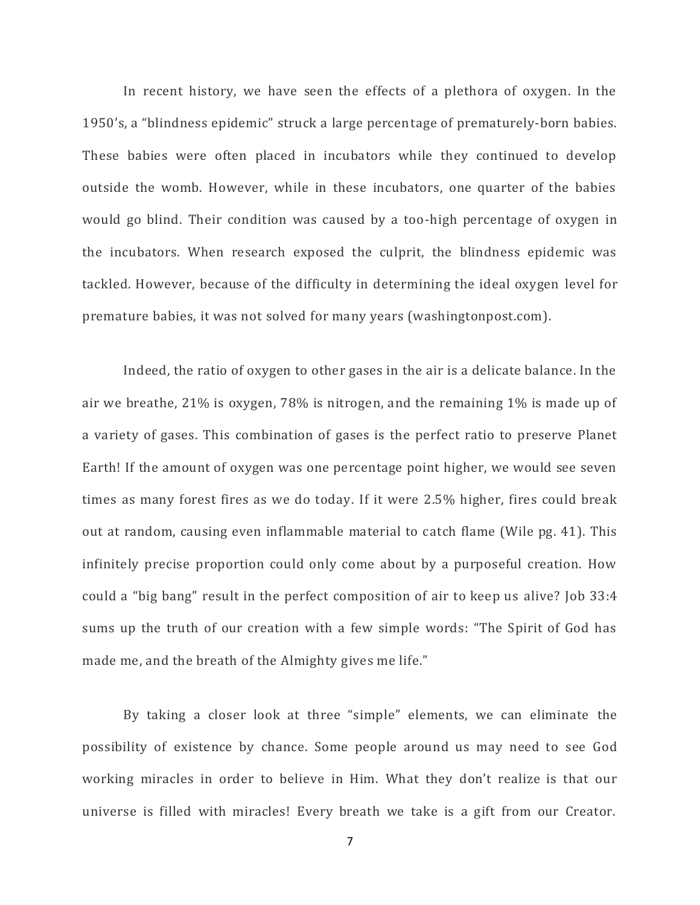In recent history, we have seen the effects of a plethora of oxygen. In the 1950's, a "blindness epidemic" struck a large percentage of prematurely-born babies. These babies were often placed in incubators while they continued to develop outside the womb. However, while in these incubators, one quarter of the babies would go blind. Their condition was caused by a too-high percentage of oxygen in the incubators. When research exposed the culprit, the blindness epidemic was tackled. However, because of the difficulty in determining the ideal oxygen level for premature babies, it was not solved for many years (washingtonpost.com).

Indeed, the ratio of oxygen to other gases in the air is a delicate balance. In the air we breathe, 21% is oxygen, 78% is nitrogen, and the remaining 1% is made up of a variety of gases. This combination of gases is the perfect ratio to preserve Planet Earth! If the amount of oxygen was one percentage point higher, we would see seven times as many forest fires as we do today. If it were 2.5% higher, fires could break out at random, causing even inflammable material to catch flame (Wile pg. 41). This infinitely precise proportion could only come about by a purposeful creation. How could a "big bang" result in the perfect composition of air to keep us alive? Job 33:4 sums up the truth of our creation with a few simple words: "The Spirit of God has made me, and the breath of the Almighty gives me life."

By taking a closer look at three "simple" elements, we can eliminate the possibility of existence by chance. Some people around us may need to see God working miracles in order to believe in Him. What they don't realize is that our universe is filled with miracles! Every breath we take is a gift from our Creator.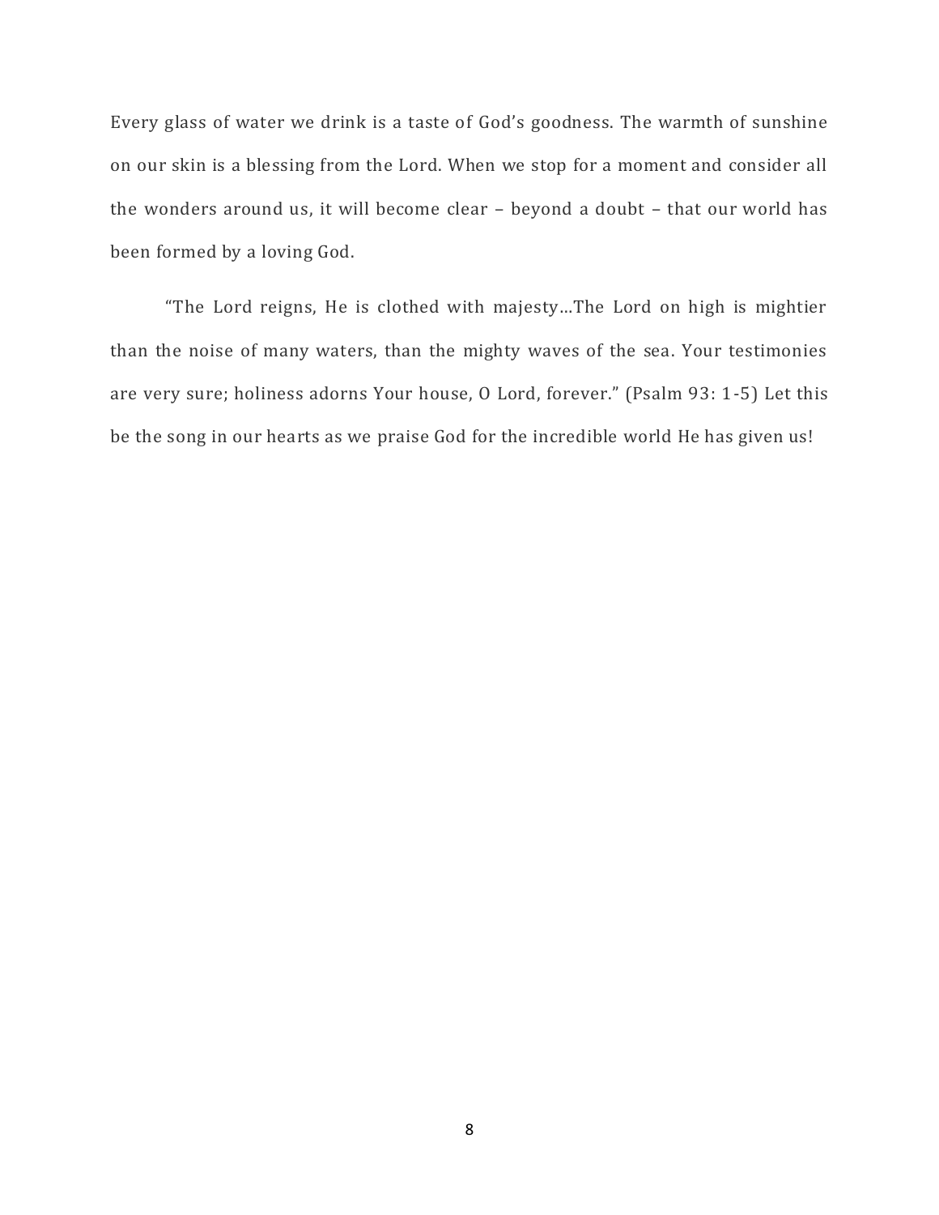Every glass of water we drink is a taste of God's goodness. The warmth of sunshine on our skin is a blessing from the Lord. When we stop for a moment and consider all the wonders around us, it will become clear – beyond a doubt – that our world has been formed by a loving God.

"The Lord reigns, He is clothed with majesty…The Lord on high is mightier than the noise of many waters, than the mighty waves of the sea. Your testimonies are very sure; holiness adorns Your house, O Lord, forever." (Psalm 93: 1-5) Let this be the song in our hearts as we praise God for the incredible world He has given us!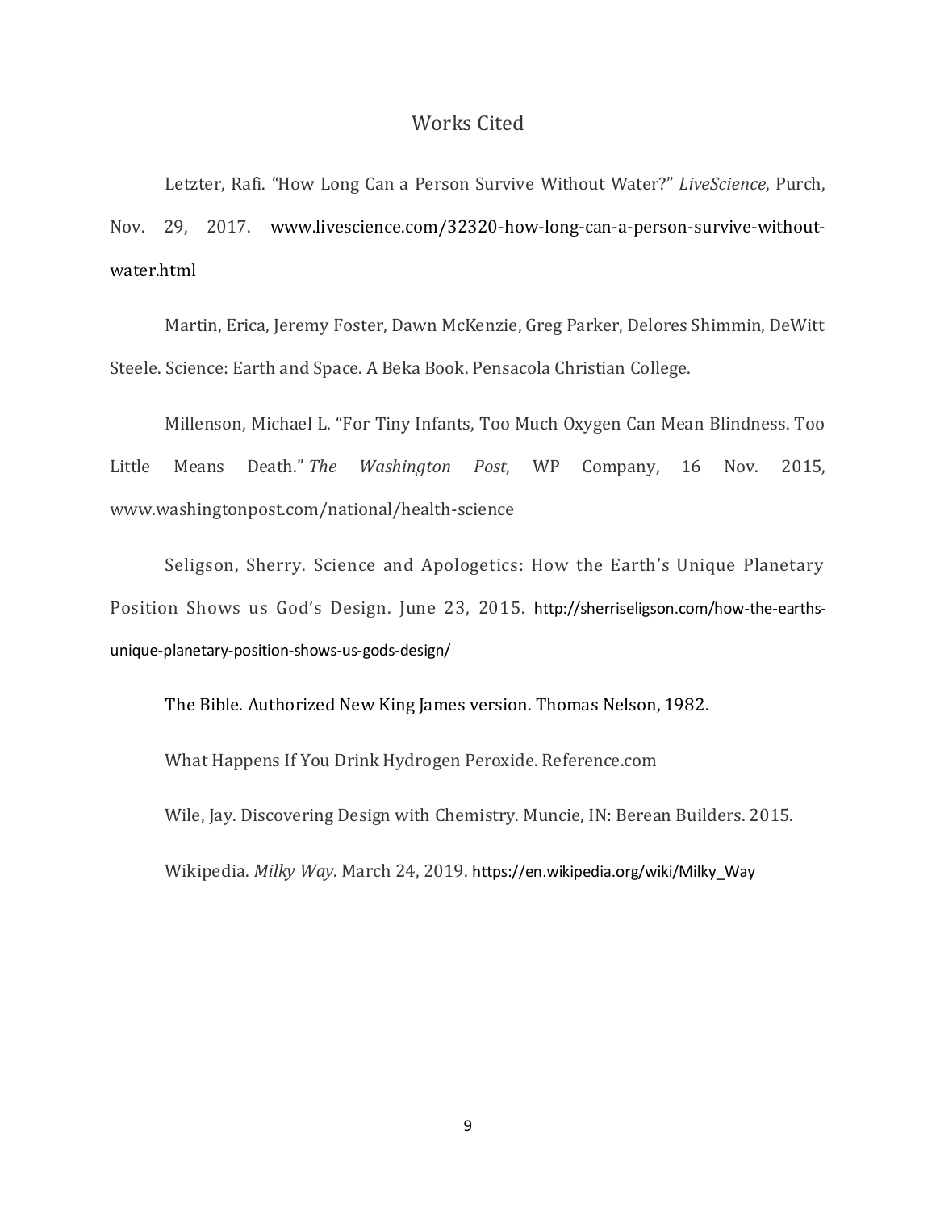# Works Cited

Letzter, Rafi. "How Long Can a Person Survive Without Water?" *LiveScience*, Purch, Nov. 29, 2017. www.livescience.com/32320-how-long-can-a-person-survive-without-water.html

Martin, Erica, Jeremy Foster, Dawn McKenzie, Greg Parker, Delores Shimmin, DeWitt Steele. Science: Earth and Space. A Beka Book. Pensacola Christian College.

Millenson, Michael L. "For Tiny Infants, Too Much Oxygen Can Mean Blindness. Too Little Means Death." *The Washington Post*, WP Company, 16 Nov. 2015, www.washingtonpost.com/national/health-science

Seligson, Sherry. Science and Apologetics: How the Earth's Unique Planetary Position Shows us God's Design. June 23, 2015. http://sherriseligson.com/how-the-earths-unique-planetary-position-shows-us-gods-design/

The Bible. Authorized New King James version. Thomas Nelson, 1982.

What Happens If You Drink Hydrogen Peroxide. Reference.com

Wile, Jay. Discovering Design with Chemistry. Muncie, IN: Berean Builders. 2015.

Wikipedia. *Milky Way*. March 24, 2019. https://en.wikipedia.org/wiki/Milky_Way